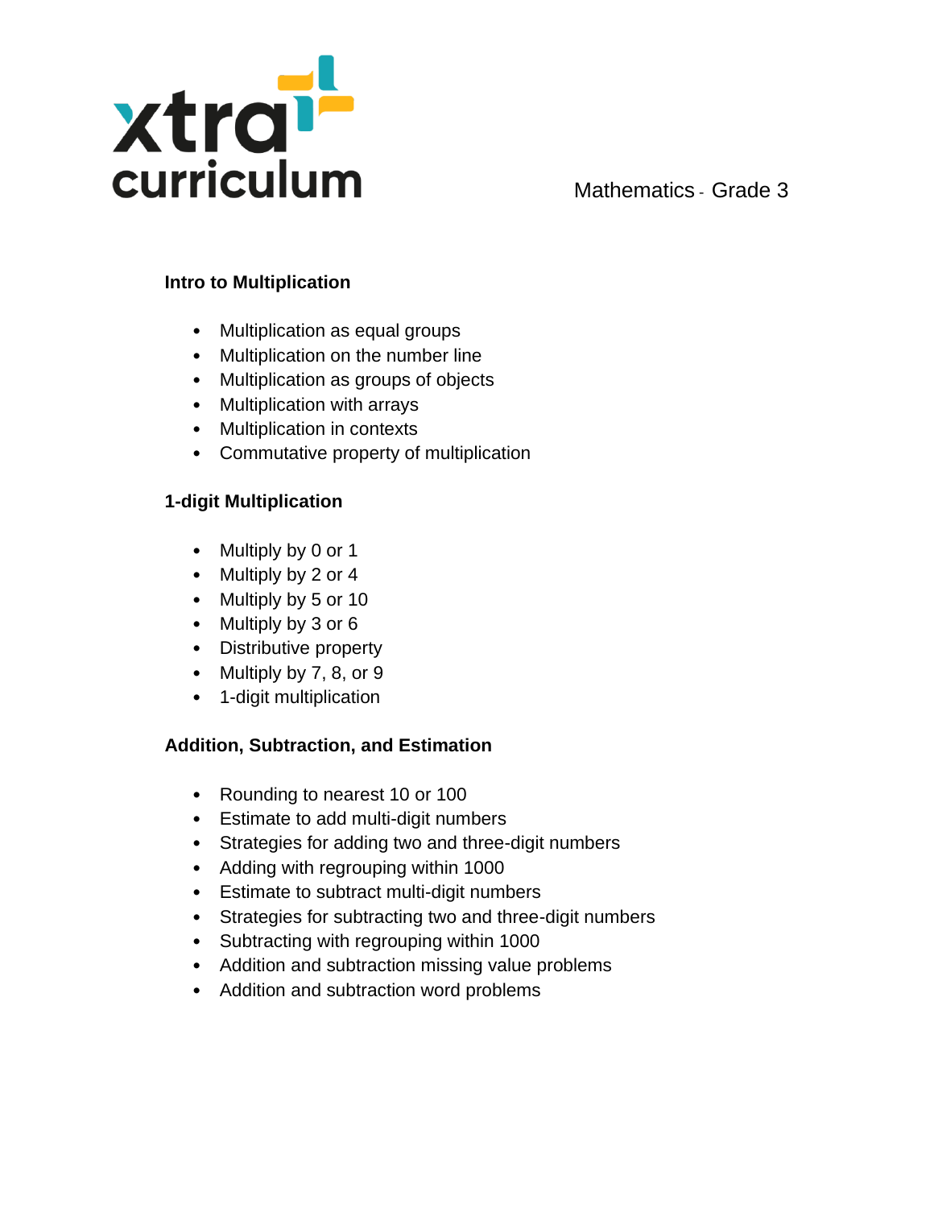xtra curriculum

Mathematics - Grade 3

**Intro to Multiplication**

- Multiplication as equal groups
- Multiplication on the number line
- Multiplication as groups of objects
- Multiplication with arrays
- Multiplication in contexts
- Commutative property of multiplication

**1-digit Multiplication**

- Multiply by 0 or 1
- Multiply by 2 or 4
- Multiply by 5 or 10
- Multiply by 3 or 6
- Distributive property
- Multiply by 7, 8, or 9
- 1-digit multiplication

**Addition, Subtraction, and Estimation**

- Rounding to nearest 10 or 100
- Estimate to add multi-digit numbers
- Strategies for adding two and three-digit numbers
- Adding with regrouping within 1000
- Estimate to subtract multi-digit numbers
- Strategies for subtracting two and three-digit numbers
- Subtracting with regrouping within 1000
- Addition and subtraction missing value problems
- Addition and subtraction word problems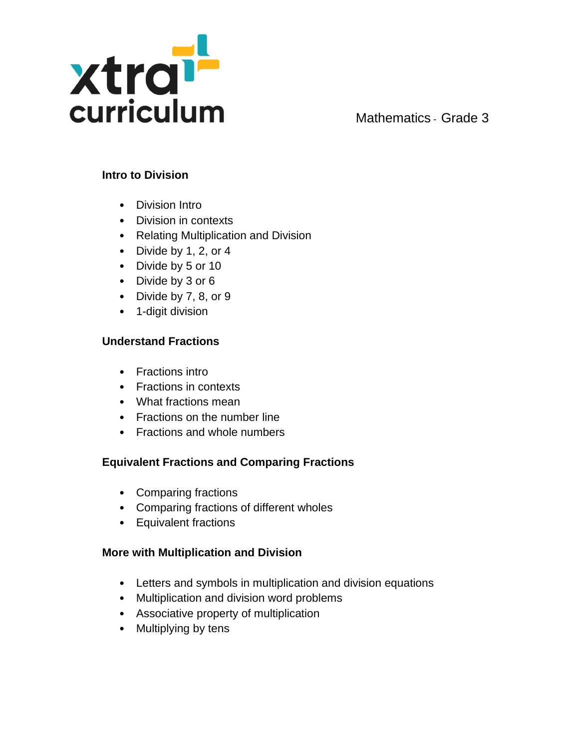## Intro to Division

- Division Intro
- Division in contexts
- Relating Multiplication and Division
- Divide by 1, 2, or 4
- Divide by 5 or 10
- Divide by 3 or 6
- Divide by 7, 8, or 9
- 1-digit division

## Understand Fractions

- Fractions intro
- Fractions in contexts
- What fractions mean
- Fractions on the number line
- Fractions and whole numbers

## Equivalent Fractions and Comparing Fractions

- Comparing fractions
- Comparing fractions of different wholes
- Equivalent fractions

## More with Multiplication and Division

- Letters and symbols in multiplication and division equations
- Multiplication and division word problems
- Associative property of multiplication
- Multiplying by tens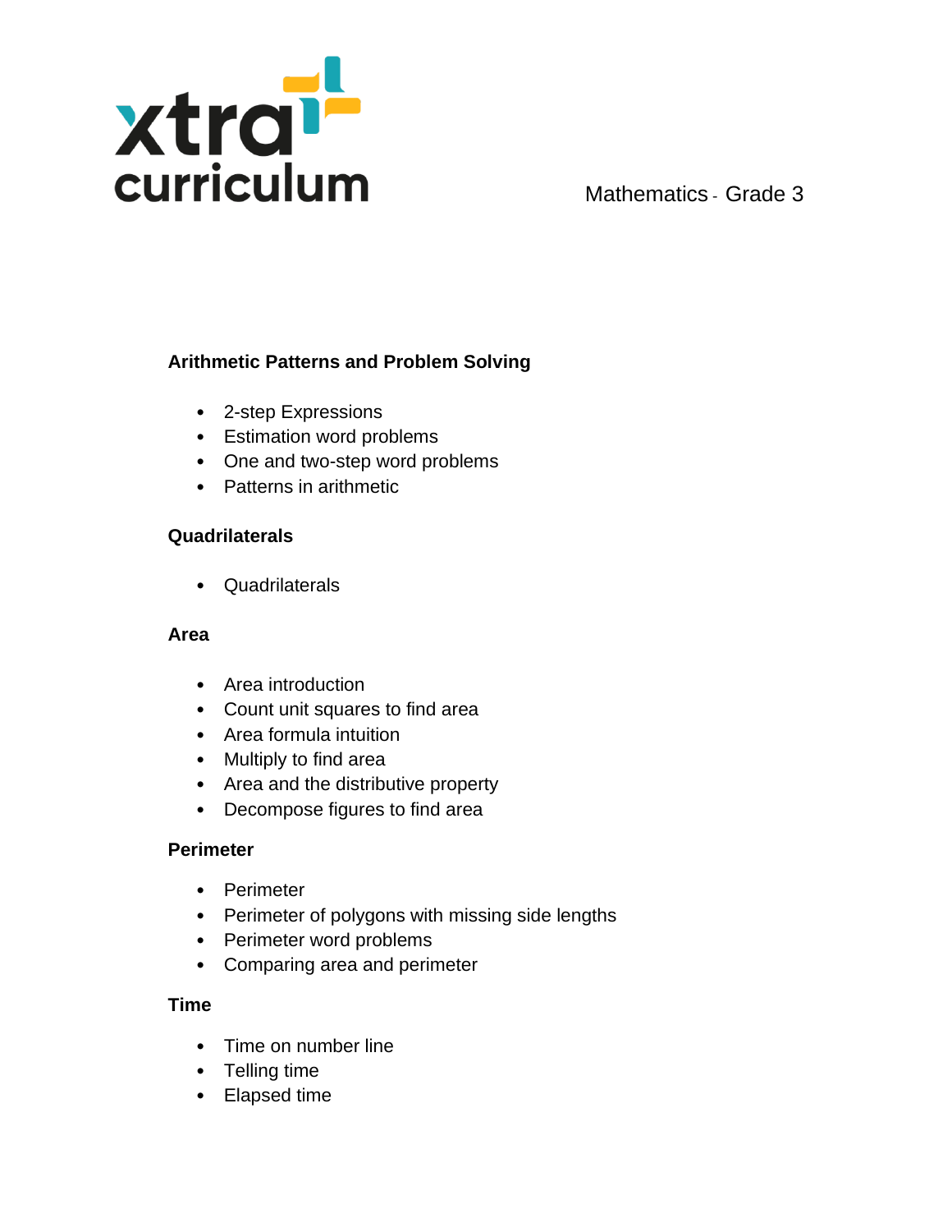xtra curriculum

Mathematics - Grade 3

**Arithmetic Patterns and Problem Solving**

- 2-step Expressions
- Estimation word problems
- One and two-step word problems
- Patterns in arithmetic

**Quadrilaterals**

- Quadrilaterals

**Area**

- Area introduction
- Count unit squares to find area
- Area formula intuition
- Multiply to find area
- Area and the distributive property
- Decompose figures to find area

**Perimeter**

- Perimeter
- Perimeter of polygons with missing side lengths
- Perimeter word problems
- Comparing area and perimeter

**Time**

- Time on number line
- Telling time
- Elapsed time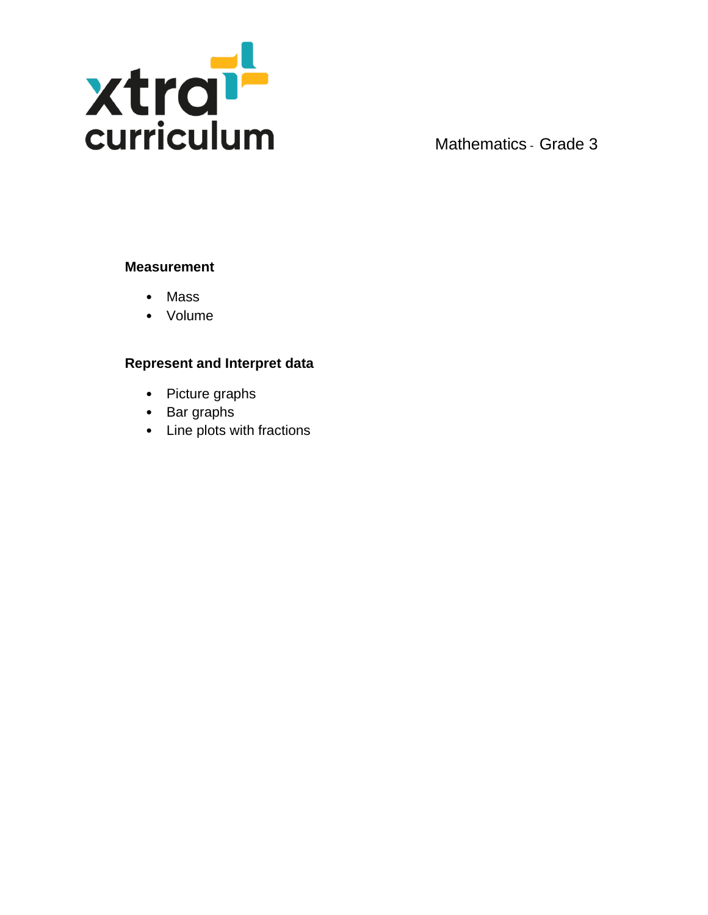xtra curriculum

Mathematics - Grade 3

**Measurement**

- Mass
- Volume

**Represent and Interpret data**

- Picture graphs
- Bar graphs
- Line plots with fractions